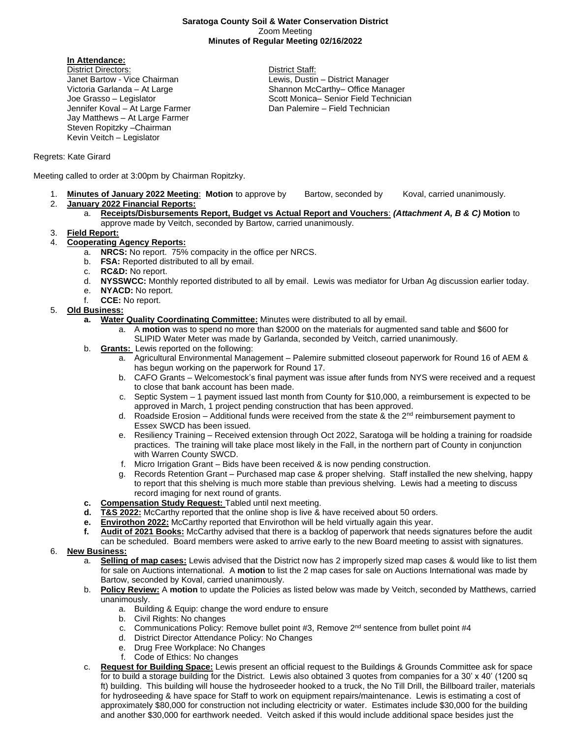**Saratoga County Soil & Water Conservation District**
Zoom Meeting
**Minutes of Regular Meeting 02/16/2022**

**In Attendance:**

District Directors:
Janet Bartow - Vice Chairman
Victoria Garlanda – At Large
Joe Grasso – Legislator
Jennifer Koval – At Large Farmer
Jay Matthews – At Large Farmer
Steven Ropitzky –Chairman
Kevin Veitch – Legislator

District Staff:
Lewis, Dustin – District Manager
Shannon McCarthy– Office Manager
Scott Monica– Senior Field Technician
Dan Palemire – Field Technician

Regrets: Kate Girard

Meeting called to order at 3:00pm by Chairman Ropitzky.

1. **Minutes of January 2022 Meeting**: **Motion** to approve by Bartow, seconded by Koval, carried unanimously.
2. **January 2022 Financial Reports:**
   a. **Receipts/Disbursements Report, Budget vs Actual Report and Vouchers**: ***(Attachment A, B & C)*** **Motion** to approve made by Veitch, seconded by Bartow, carried unanimously.
3. **Field Report:**
4. **Cooperating Agency Reports:**
   a. **NRCS:** No report. 75% compacity in the office per NRCS.
   b. **FSA:** Reported distributed to all by email.
   c. **RC&D:** No report.
   d. **NYSSWCC:** Monthly reported distributed to all by email. Lewis was mediator for Urban Ag discussion earlier today.
   e. **NYACD:** No report.
   f. **CCE:** No report.
5. **Old Business:**
   **a. Water Quality Coordinating Committee:** Minutes were distributed to all by email.
      a. A **motion** was to spend no more than $2000 on the materials for augmented sand table and $600 for SLIPID Water Meter was made by Garlanda, seconded by Veitch, carried unanimously.
   b. **Grants:** Lewis reported on the following:
      a. Agricultural Environmental Management – Palemire submitted closeout paperwork for Round 16 of AEM & has begun working on the paperwork for Round 17.
      b. CAFO Grants – Welcomestock's final payment was issue after funds from NYS were received and a request to close that bank account has been made.
      c. Septic System – 1 payment issued last month from County for $10,000, a reimbursement is expected to be approved in March, 1 project pending construction that has been approved.
      d. Roadside Erosion – Additional funds were received from the state & the 2nd reimbursement payment to Essex SWCD has been issued.
      e. Resiliency Training – Received extension through Oct 2022, Saratoga will be holding a training for roadside practices. The training will take place most likely in the Fall, in the northern part of County in conjunction with Warren County SWCD.
      f. Micro Irrigation Grant – Bids have been received & is now pending construction.
      g. Records Retention Grant – Purchased map case & proper shelving. Staff installed the new shelving, happy to report that this shelving is much more stable than previous shelving. Lewis had a meeting to discuss record imaging for next round of grants.
   **c. Compensation Study Request:** Tabled until next meeting.
   **d. T&S 2022:** McCarthy reported that the online shop is live & have received about 50 orders.
   **e. Envirothon 2022:** McCarthy reported that Envirothon will be held virtually again this year.
   **f. Audit of 2021 Books:** McCarthy advised that there is a backlog of paperwork that needs signatures before the audit can be scheduled. Board members were asked to arrive early to the new Board meeting to assist with signatures.
6. **New Business:**
   a. **Selling of map cases:** Lewis advised that the District now has 2 improperly sized map cases & would like to list them for sale on Auctions international. A **motion** to list the 2 map cases for sale on Auctions International was made by Bartow, seconded by Koval, carried unanimously.
   b. **Policy Review:** A **motion** to update the Policies as listed below was made by Veitch, seconded by Matthews, carried unanimously.
      a. Building & Equip: change the word endure to ensure
      b. Civil Rights: No changes
      c. Communications Policy: Remove bullet point #3, Remove 2nd sentence from bullet point #4
      d. District Director Attendance Policy: No Changes
      e. Drug Free Workplace: No Changes
      f. Code of Ethics: No changes
   c. **Request for Building Space:** Lewis present an official request to the Buildings & Grounds Committee ask for space for to build a storage building for the District. Lewis also obtained 3 quotes from companies for a 30' x 40' (1200 sq ft) building. This building will house the hydroseeder hooked to a truck, the No Till Drill, the Billboard trailer, materials for hydroseeding & have space for Staff to work on equipment repairs/maintenance. Lewis is estimating a cost of approximately $80,000 for construction not including electricity or water. Estimates include $30,000 for the building and another $30,000 for earthwork needed. Veitch asked if this would include additional space besides just the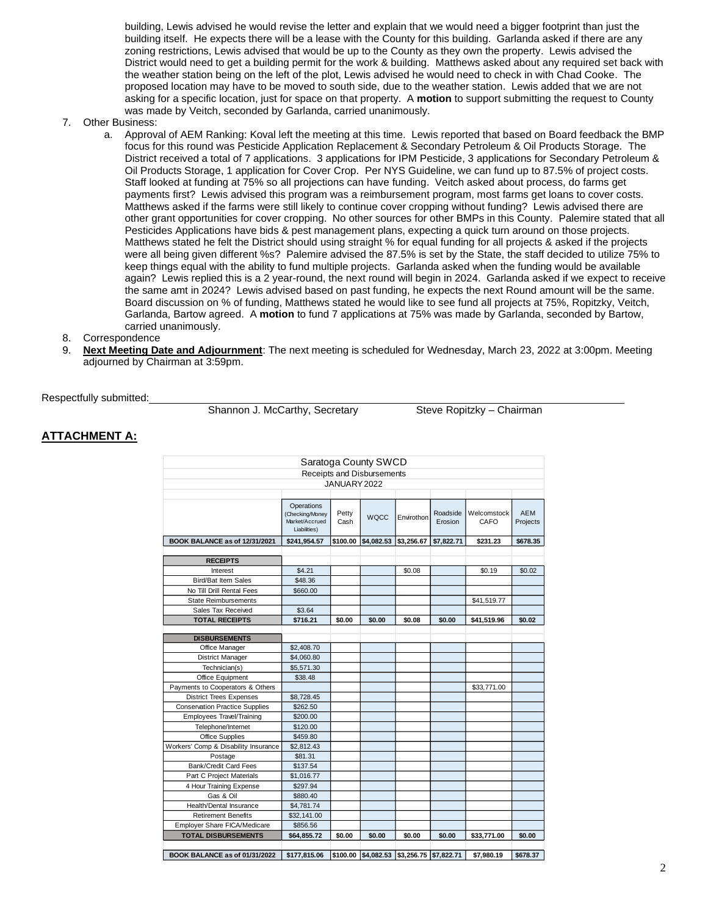building, Lewis advised he would revise the letter and explain that we would need a bigger footprint than just the building itself. He expects there will be a lease with the County for this building. Garlanda asked if there are any zoning restrictions, Lewis advised that would be up to the County as they own the property. Lewis advised the District would need to get a building permit for the work & building. Matthews asked about any required set back with the weather station being on the left of the plot, Lewis advised he would need to check in with Chad Cooke. The proposed location may have to be moved to south side, due to the weather station. Lewis added that we are not asking for a specific location, just for space on that property. A **motion** to support submitting the request to County was made by Veitch, seconded by Garlanda, carried unanimously.

7. Other Business:
   a. Approval of AEM Ranking: Koval left the meeting at this time. Lewis reported that based on Board feedback the BMP focus for this round was Pesticide Application Replacement & Secondary Petroleum & Oil Products Storage. The District received a total of 7 applications. 3 applications for IPM Pesticide, 3 applications for Secondary Petroleum & Oil Products Storage, 1 application for Cover Crop. Per NYS Guideline, we can fund up to 87.5% of project costs. Staff looked at funding at 75% so all projections can have funding. Veitch asked about process, do farms get payments first? Lewis advised this program was a reimbursement program, most farms get loans to cover costs. Matthews asked if the farms were still likely to continue cover cropping without funding? Lewis advised there are other grant opportunities for cover cropping. No other sources for other BMPs in this County. Palemire stated that all Pesticides Applications have bids & pest management plans, expecting a quick turn around on those projects. Matthews stated he felt the District should using straight % for equal funding for all projects & asked if the projects were all being given different %s? Palemire advised the 87.5% is set by the State, the staff decided to utilize 75% to keep things equal with the ability to fund multiple projects. Garlanda asked when the funding would be available again? Lewis replied this is a 2 year-round, the next round will begin in 2024. Garlanda asked if we expect to receive the same amt in 2024? Lewis advised based on past funding, he expects the next Round amount will be the same. Board discussion on % of funding, Matthews stated he would like to see fund all projects at 75%, Ropitzky, Veitch, Garlanda, Bartow agreed. A **motion** to fund 7 applications at 75% was made by Garlanda, seconded by Bartow, carried unanimously.
8. Correspondence
9. **Next Meeting Date and Adjournment**: The next meeting is scheduled for Wednesday, March 23, 2022 at 3:00pm. Meeting adjourned by Chairman at 3:59pm.

Respectfully submitted:

Shannon J. McCarthy, Secretary　　　　Steve Ropitzky – Chairman

## ATTACHMENT A:

Saratoga County SWCD
Receipts and Disbursements
JANUARY 2022

| | Operations (Checking/Money Market/Accrued Liabilities) | Petty Cash | WQCC | Envirothon | Roadside Erosion | Welcomstock CAFO | AEM Projects |
|---|---|---|---|---|---|---|---|
| **BOOK BALANCE as of 12/31/2021** | **$241,954.57** | **$100.00** | **$4,082.53** | **$3,256.67** | **$7,822.71** | **$231.23** | **$678.35** |
| **RECEIPTS** | | | | | | | |
| Interest | $4.21 | | | $0.08 | | $0.19 | $0.02 |
| Bird/Bat Item Sales | $48.36 | | | | | | |
| No Till Drill Rental Fees | $660.00 | | | | | | |
| State Reimbursements | | | | | | $41,519.77 | |
| Sales Tax Received | $3.64 | | | | | | |
| **TOTAL RECEIPTS** | **$716.21** | **$0.00** | **$0.00** | **$0.08** | **$0.00** | **$41,519.96** | **$0.02** |
| **DISBURSEMENTS** | | | | | | | |
| Office Manager | $2,408.70 | | | | | | |
| District Manager | $4,060.80 | | | | | | |
| Technician(s) | $5,571.30 | | | | | | |
| Office Equipment | $38.48 | | | | | | |
| Payments to Cooperators & Others | | | | | | $33,771.00 | |
| District Trees Expenses | $8,728.45 | | | | | | |
| Conservation Practice Supplies | $262.50 | | | | | | |
| Employees Travel/Training | $200.00 | | | | | | |
| Telephone/Internet | $120.00 | | | | | | |
| Office Supplies | $459.80 | | | | | | |
| Workers' Comp & Disability Insurance | $2,812.43 | | | | | | |
| Postage | $81.31 | | | | | | |
| Bank/Credit Card Fees | $137.54 | | | | | | |
| Part C Project Materials | $1,016.77 | | | | | | |
| 4 Hour Training Expense | $297.94 | | | | | | |
| Gas & Oil | $880.40 | | | | | | |
| Health/Dental Insurance | $4,781.74 | | | | | | |
| Retirement Benefits | $32,141.00 | | | | | | |
| Employer Share FICA/Medicare | $856.56 | | | | | | |
| **TOTAL DISBURSEMENTS** | **$64,855.72** | **$0.00** | **$0.00** | **$0.00** | **$0.00** | **$33,771.00** | **$0.00** |
| **BOOK BALANCE as of 01/31/2022** | **$177,815.06** | **$100.00** | **$4,082.53** | **$3,256.75** | **$7,822.71** | **$7,980.19** | **$678.37** |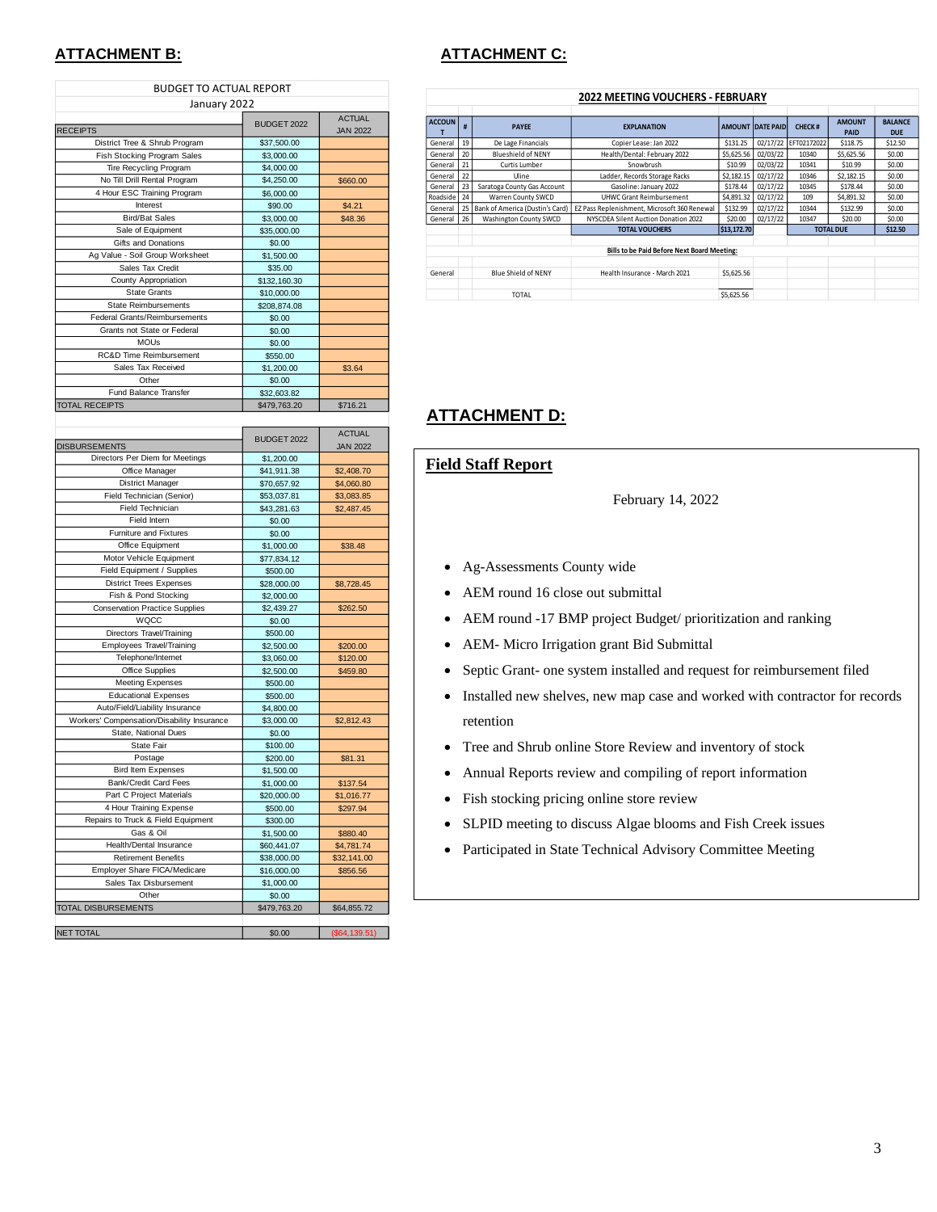## ATTACHMENT B:

BUDGET TO ACTUAL REPORT
January 2022

| RECEIPTS | BUDGET 2022 | ACTUAL JAN 2022 |
|---|---|---|
| District Tree & Shrub Program | $37,500.00 | |
| Fish Stocking Program Sales | $3,000.00 | |
| Tire Recycling Program | $4,000.00 | |
| No Till Drill Rental Program | $4,250.00 | $660.00 |
| 4 Hour ESC Training Program | $6,000.00 | |
| Interest | $90.00 | $4.21 |
| Bird/Bat Sales | $3,000.00 | $48.36 |
| Sale of Equipment | $35,000.00 | |
| Gifts and Donations | $0.00 | |
| Ag Value - Soil Group Worksheet | $1,500.00 | |
| Sales Tax Credit | $35.00 | |
| County Appropriation | $132,160.30 | |
| State Grants | $10,000.00 | |
| State Reimbursements | $208,874.08 | |
| Federal Grants/Reimbursements | $0.00 | |
| Grants not State or Federal | $0.00 | |
| MOUs | $0.00 | |
| RC&D Time Reimbursement | $550.00 | |
| Sales Tax Received | $1,200.00 | $3.64 |
| Other | $0.00 | |
| Fund Balance Transfer | $32,603.82 | |
| TOTAL RECEIPTS | $479,763.20 | $716.21 |

| DISBURSEMENTS | BUDGET 2022 | ACTUAL JAN 2022 |
|---|---|---|
| Directors Per Diem for Meetings | $1,200.00 | |
| Office Manager | $41,911.38 | $2,408.70 |
| District Manager | $70,657.92 | $4,060.80 |
| Field Technician (Senior) | $53,037.81 | $3,083.85 |
| Field Technician | $43,281.63 | $2,487.45 |
| Field Intern | $0.00 | |
| Furniture and Fixtures | $0.00 | |
| Office Equipment | $1,000.00 | $38.48 |
| Motor Vehicle Equipment | $77,834.12 | |
| Field Equipment / Supplies | $500.00 | |
| District Trees Expenses | $28,000.00 | $8,728.45 |
| Fish & Pond Stocking | $2,000.00 | |
| Conservation Practice Supplies | $2,439.27 | $262.50 |
| WQCC | $0.00 | |
| Directors Travel/Training | $500.00 | |
| Employees Travel/Training | $2,500.00 | $200.00 |
| Telephone/Internet | $3,060.00 | $120.00 |
| Office Supplies | $2,500.00 | $459.80 |
| Meeting Expenses | $500.00 | |
| Educational Expenses | $500.00 | |
| Auto/Field/Liability Insurance | $4,800.00 | |
| Workers' Compensation/Disability Insurance | $3,000.00 | $2,812.43 |
| State, National Dues | $0.00 | |
| State Fair | $100.00 | |
| Postage | $200.00 | $81.31 |
| Bird Item Expenses | $1,500.00 | |
| Bank/Credit Card Fees | $1,000.00 | $137.54 |
| Part C Project Materials | $20,000.00 | $1,016.77 |
| 4 Hour Training Expense | $500.00 | $297.94 |
| Repairs to Truck & Field Equipment | $300.00 | |
| Gas & Oil | $1,500.00 | $880.40 |
| Health/Dental Insurance | $60,441.07 | $4,781.74 |
| Retirement Benefits | $38,000.00 | $32,141.00 |
| Employer Share FICA/Medicare | $16,000.00 | $856.56 |
| Sales Tax Disbursement | $1,000.00 | |
| Other | $0.00 | |
| TOTAL DISBURSEMENTS | $479,763.20 | $64,855.72 |
| | | |
| NET TOTAL | $0.00 | ($64,139.51) |

## ATTACHMENT C:

**2022 MEETING VOUCHERS - FEBRUARY**

| ACCOUNT | # | PAYEE | EXPLANATION | AMOUNT | DATE PAID | CHECK # | AMOUNT PAID | BALANCE DUE |
|---|---|---|---|---|---|---|---|---|
| General | 19 | De Lage Financials | Copier Lease: Jan 2022 | $131.25 | 02/17/22 | EFT02172022 | $118.75 | $12.50 |
| General | 20 | Blueshield of NENY | Health/Dental: February 2022 | $5,625.56 | 02/03/22 | 10340 | $5,625.56 | $0.00 |
| General | 21 | Curtis Lumber | Snowbrush | $10.99 | 02/03/22 | 10341 | $10.99 | $0.00 |
| General | 22 | Uline | Ladder, Records Storage Racks | $2,182.15 | 02/17/22 | 10346 | $2,182.15 | $0.00 |
| General | 23 | Saratoga County Gas Account | Gasoline: January 2022 | $178.44 | 02/17/22 | 10345 | $178.44 | $0.00 |
| Roadside | 24 | Warren County SWCD | UHWC Grant Reimbursement | $4,891.32 | 02/17/22 | 109 | $4,891.32 | $0.00 |
| General | 25 | Bank of America (Dustin's Card) | EZ Pass Replenishment, Microsoft 360 Renewal | $132.99 | 02/17/22 | 10344 | $132.99 | $0.00 |
| General | 26 | Washington County SWCD | NYSCDEA Silent Auction Donation 2022 | $20.00 | 02/17/22 | 10347 | $20.00 | $0.00 |
| | | | TOTAL VOUCHERS | $13,172.70 | | TOTAL DUE | | $12.50 |
| | | | **Bills to be Paid Before Next Board Meeting:** | | | | | |
| General | | Blue Shield of NENY | Health Insurance - March 2021 | $5,625.56 | | | | |
| | | TOTAL | | $5,625.56 | | | | |

## ATTACHMENT D:

### Field Staff Report

February 14, 2022

- Ag-Assessments County wide
- AEM round 16 close out submittal
- AEM round -17 BMP project Budget/ prioritization and ranking
- AEM- Micro Irrigation grant Bid Submittal
- Septic Grant- one system installed and request for reimbursement filed
- Installed new shelves, new map case and worked with contractor for records retention
- Tree and Shrub online Store Review and inventory of stock
- Annual Reports review and compiling of report information
- Fish stocking pricing online store review
- SLPID meeting to discuss Algae blooms and Fish Creek issues
- Participated in State Technical Advisory Committee Meeting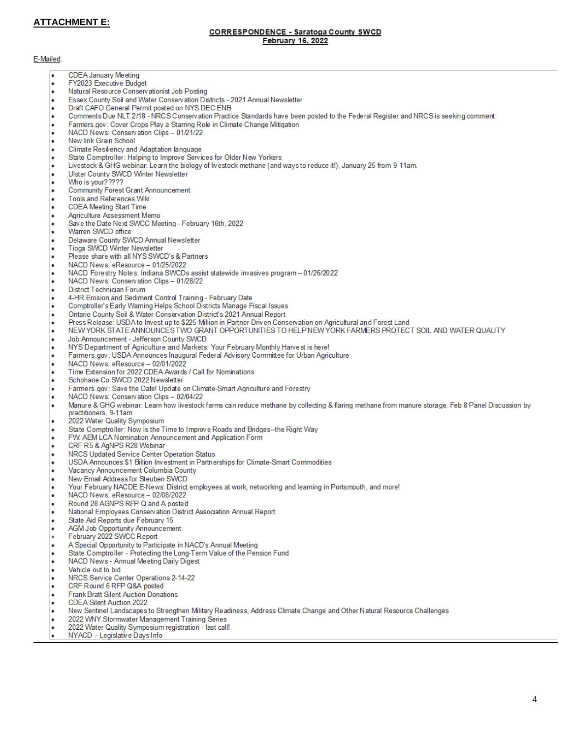**ATTACHMENT E:**

**CORRESPONDENCE - Saratoga County SWCD**
**February 16, 2022**

E-Mailed:

- CDEA January Meeting
- FY2023 Executive Budget
- Natural Resource Conservationist Job Posting
- Essex County Soil and Water Conservation Districts - 2021 Annual Newsletter
- Draft CAFO General Permit posted on NYS DEC ENB
- Comments Due NLT 2/18 - NRCS Conservation Practice Standards have been posted to the Federal Register and NRCS is seeking comment:
- Farmers.gov: Cover Crops Play a Starring Role in Climate Change Mitigation
- NACD News: Conservation Clips – 01/21/22
- New link Grain School
- Climate Resiliency and Adaptation language
- State Comptroller: Helping to Improve Services for Older New Yorkers
- Livestock & GHG webinar: Learn the biology of livestock methane (and ways to reduce it!), January 25 from 9-11am.
- Ulster County SWCD Winter Newsletter
- Who is your????
- Community Forest Grant Announcement
- Tools and References Wiki
- CDEA Meeting Start Time
- Agriculture Assessment Memo
- Save the Date Next SWCC Meeting - February 16th, 2022
- Warren SWCD office
- Delaware County SWCD Annual Newsletter
- Tioga SWCD Winter Newsletter
- Please share with all NYS SWCD's & Partners
- NACD News: eResource – 01/25/2022
- NACD Forestry Notes: Indiana SWCDs assist statewide invasives program – 01/26/2022
- NACD News: Conservation Clips – 01/28/22
- District Technician Forum
- 4-HR Erosion and Sediment Control Training - February Date
- Comptroller's Early Warning Helps School Districts Manage Fiscal Issues
- Ontario County Soil & Water Conservation District's 2021 Annual Report
- Press Release: USDA to Invest up to $225 Million in Partner-Driven Conservation on Agricultural and Forest Land
- NEW YORK STATE ANNOUNCES TWO GRANT OPPORTUNITIES TO HELP NEW YORK FARMERS PROTECT SOIL AND WATER QUALITY
- Job Announcement - Jefferson County SWCD
- NYS Department of Agriculture and Markets: Your February Monthly Harvest is here!
- Farmers.gov: USDA Announces Inaugural Federal Advisory Committee for Urban Agriculture
- NACD News: eResource – 02/01/2022
- Time Extension for 2022 CDEA Awards / Call for Nominations
- Schoharie Co SWCD 2022 Newsletter
- Farmers.gov: Save the Date! Update on Climate-Smart Agriculture and Forestry
- NACD News: Conservation Clips – 02/04/22
- Manure & GHG webinar: Learn how livestock farms can reduce methane by collecting & flaring methane from manure storage. Feb 8 Panel Discussion by practitioners, 9-11am
- 2022 Water Quality Symposium
- State Comptroller: Now Is the Time to Improve Roads and Bridges--the Right Way
- FW: AEM LCA Nomination Announcement and Application Form
- CRF R5 & AgNPS R28 Webinar
- NRCS Updated Service Center Operation Status
- USDA Announces $1 Billion Investment in Partnerships for Climate-Smart Commodities
- Vacancy Announcement Columbia County
- New Email Address for Steuben SWCD
- Your February NACDE E-News: District employees at work, networking and learning in Portsmouth, and more!
- NACD News: eResource – 02/08/2022
- Round 28 AGNPS RFP Q and A posted
- National Employees Conservation District Association Annual Report
- State Aid Reports due February 15
- AGM Job Opportunity Announcement
- February 2022 SWCC Report
- A Special Opportunity to Participate in NACD's Annual Meeting
- State Comptroller - Protecting the Long-Term Value of the Pension Fund
- NACD News - Annual Meeting Daily Digest
- Vehicle out to bid
- NRCS Service Center Operations 2-14-22
- CRF Round 6 RFP Q&A posted
- Frank Bratt Silent Auction Donations
- CDEA Silent Auction 2022
- New Sentinel Landscapes to Strengthen Military Readiness, Address Climate Change and Other Natural Resource Challenges
- 2022 WNY Stormwater Management Training Series
- 2022 Water Quality Symposium registration - last call!
- NYACD – Legislative Days Info